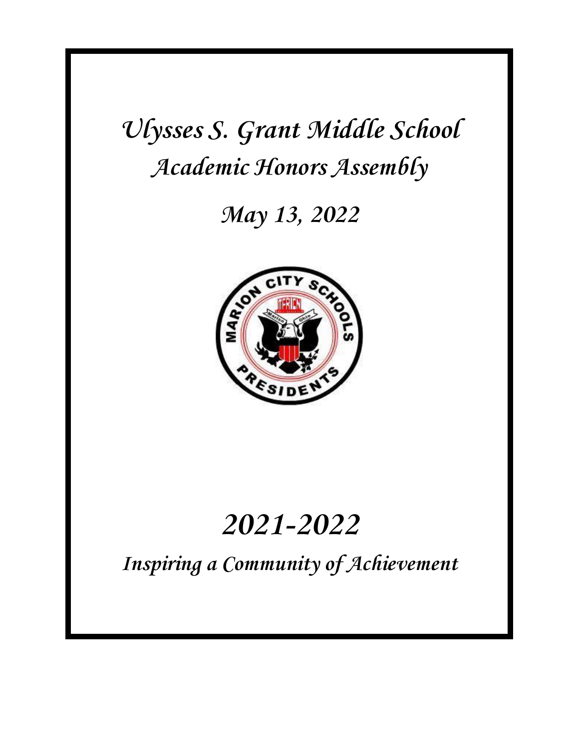# *Ulysses S. Grant Middle School*

## *Academic Honors Assembly*

## *May 13, 2022*

# *2021-2022*

## *Inspiring a Community of Achievement*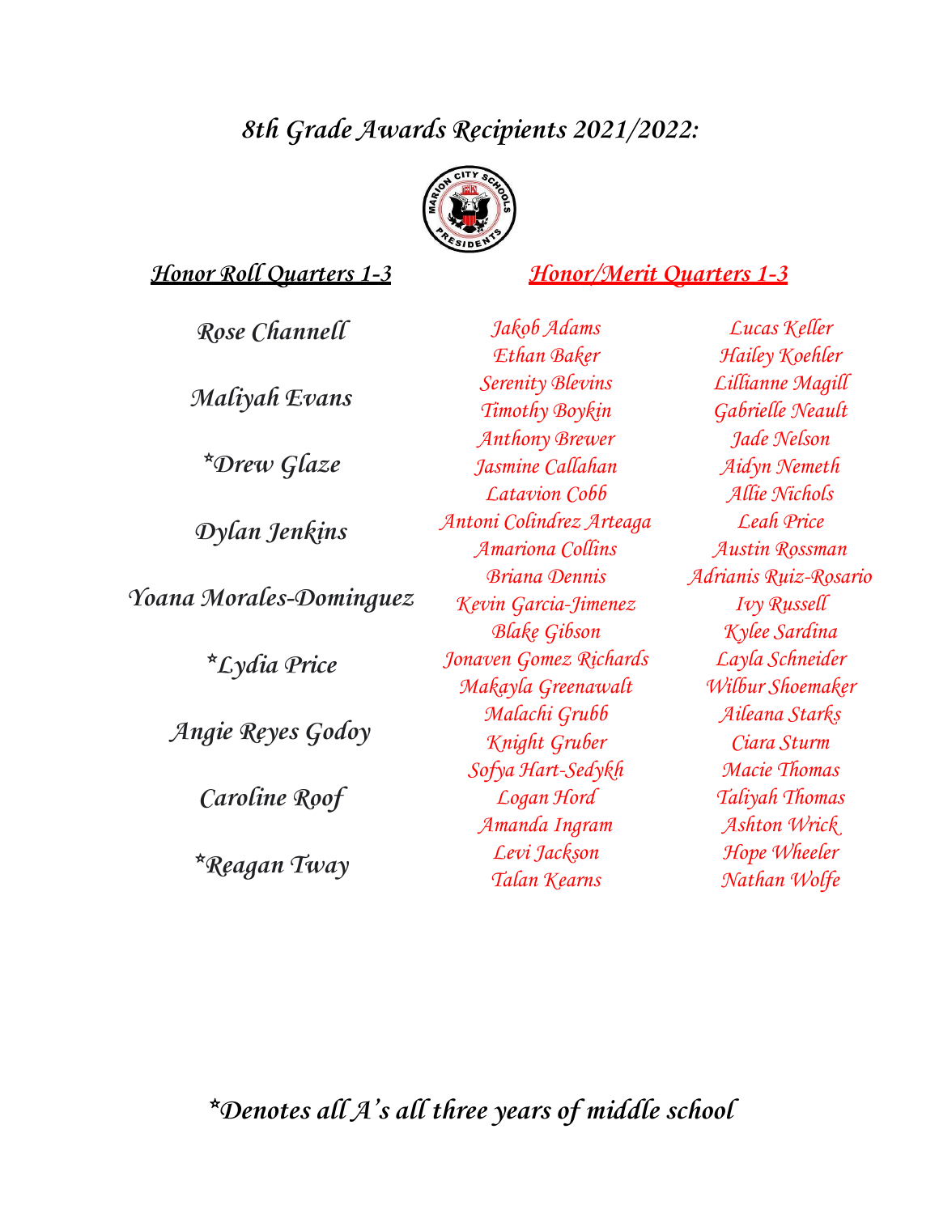# *8th Grade Awards Recipients 2021/2022:*

## *Honor Roll Quarters 1-3*

*Rose Channell*

*Maliyah Evans*

*\*Drew Glaze*

*Dylan Jenkins*

*Yoana Morales-Dominguez*

*\*Lydia Price*

*Angie Reyes Godoy*

*Caroline Roof*

*\*Reagan Tway*

## *Honor/Merit Quarters 1-3*

*Jakob Adams*
*Ethan Baker*
*Serenity Blevins*
*Timothy Boykin*
*Anthony Brewer*
*Jasmine Callahan*
*Latavion Cobb*
*Antoni Colindrez Arteaga*
*Amariona Collins*
*Briana Dennis*
*Kevin Garcia-Jimenez*
*Blake Gibson*
*Jonaven Gomez Richards*
*Makayla Greenawalt*
*Malachi Grubb*
*Knight Gruber*
*Sofya Hart-Sedykh*
*Logan Hord*
*Amanda Ingram*
*Levi Jackson*
*Talan Kearns*
*Lucas Keller*
*Hailey Koehler*
*Lillianne Magill*
*Gabrielle Neault*
*Jade Nelson*
*Aidyn Nemeth*
*Allie Nichols*
*Leah Price*
*Austin Rossman*
*Adrianis Ruiz-Rosario*
*Ivy Russell*
*Kylee Sardina*
*Layla Schneider*
*Wilbur Shoemaker*
*Aileana Starks*
*Ciara Sturm*
*Macie Thomas*
*Taliyah Thomas*
*Ashton Wrick*
*Hope Wheeler*
*Nathan Wolfe*

*\*Denotes all A's all three years of middle school*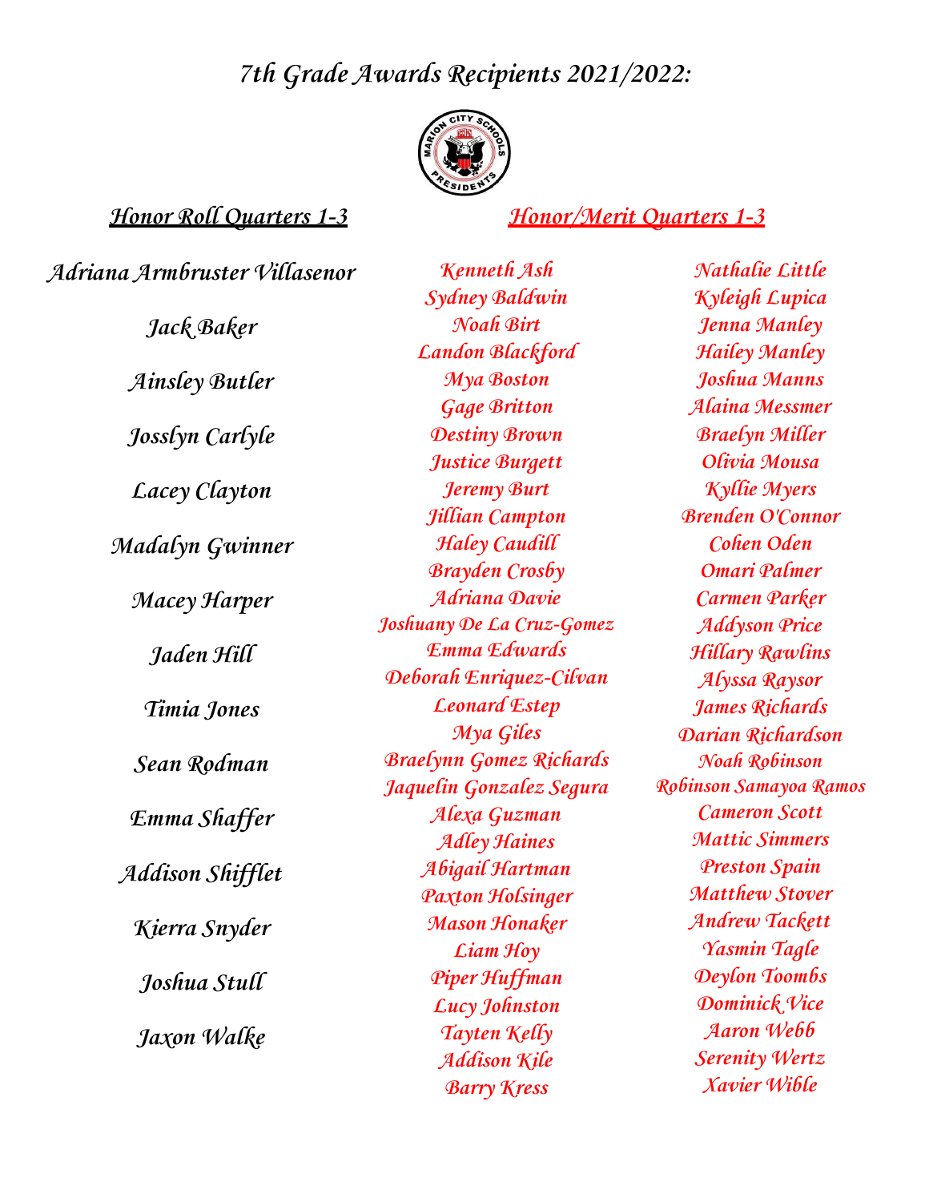# *7th Grade Awards Recipients 2021/2022:*

## *Honor Roll Quarters 1-3*

*Adriana Armbruster Villasenor*

*Jack Baker*

*Ainsley Butler*

*Josslyn Carlyle*

*Lacey Clayton*

*Madalyn Gwinner*

*Macey Harper*

*Jaden Hill*

*Timia Jones*

*Sean Rodman*

*Emma Shaffer*

*Addison Shifflet*

*Kierra Snyder*

*Joshua Stull*

*Jaxon Walke*

## *Honor/Merit Quarters 1-3*

*Kenneth Ash*
*Sydney Baldwin*
*Noah Birt*
*Landon Blackford*
*Mya Boston*
*Gage Britton*
*Destiny Brown*
*Justice Burgett*
*Jeremy Burt*
*Jillian Campton*
*Haley Caudill*
*Brayden Crosby*
*Adriana Davie*
*Joshuany De La Cruz-Gomez*
*Emma Edwards*
*Deborah Enriquez-Cilvan*
*Leonard Estep*
*Mya Giles*
*Braelynn Gomez Richards*
*Jaquelin Gonzalez Segura*
*Alexa Guzman*
*Adley Haines*
*Abigail Hartman*
*Paxton Holsinger*
*Mason Honaker*
*Liam Hoy*
*Piper Huffman*
*Lucy Johnston*
*Tayten Kelly*
*Addison Kile*
*Barry Kress*
*Nathalie Little*
*Kyleigh Lupica*
*Jenna Manley*
*Hailey Manley*
*Joshua Manns*
*Alaina Messmer*
*Braelyn Miller*
*Olivia Mousa*
*Kyllie Myers*
*Brenden O'Connor*
*Cohen Oden*
*Omari Palmer*
*Carmen Parker*
*Addyson Price*
*Hillary Rawlins*
*Alyssa Raysor*
*James Richards*
*Darian Richardson*
*Noah Robinson*
*Robinson Samayoa Ramos*
*Cameron Scott*
*Mattic Simmers*
*Preston Spain*
*Matthew Stover*
*Andrew Tackett*
*Yasmin Tagle*
*Deylon Toombs*
*Dominick Vice*
*Aaron Webb*
*Serenity Wertz*
*Xavier Wible*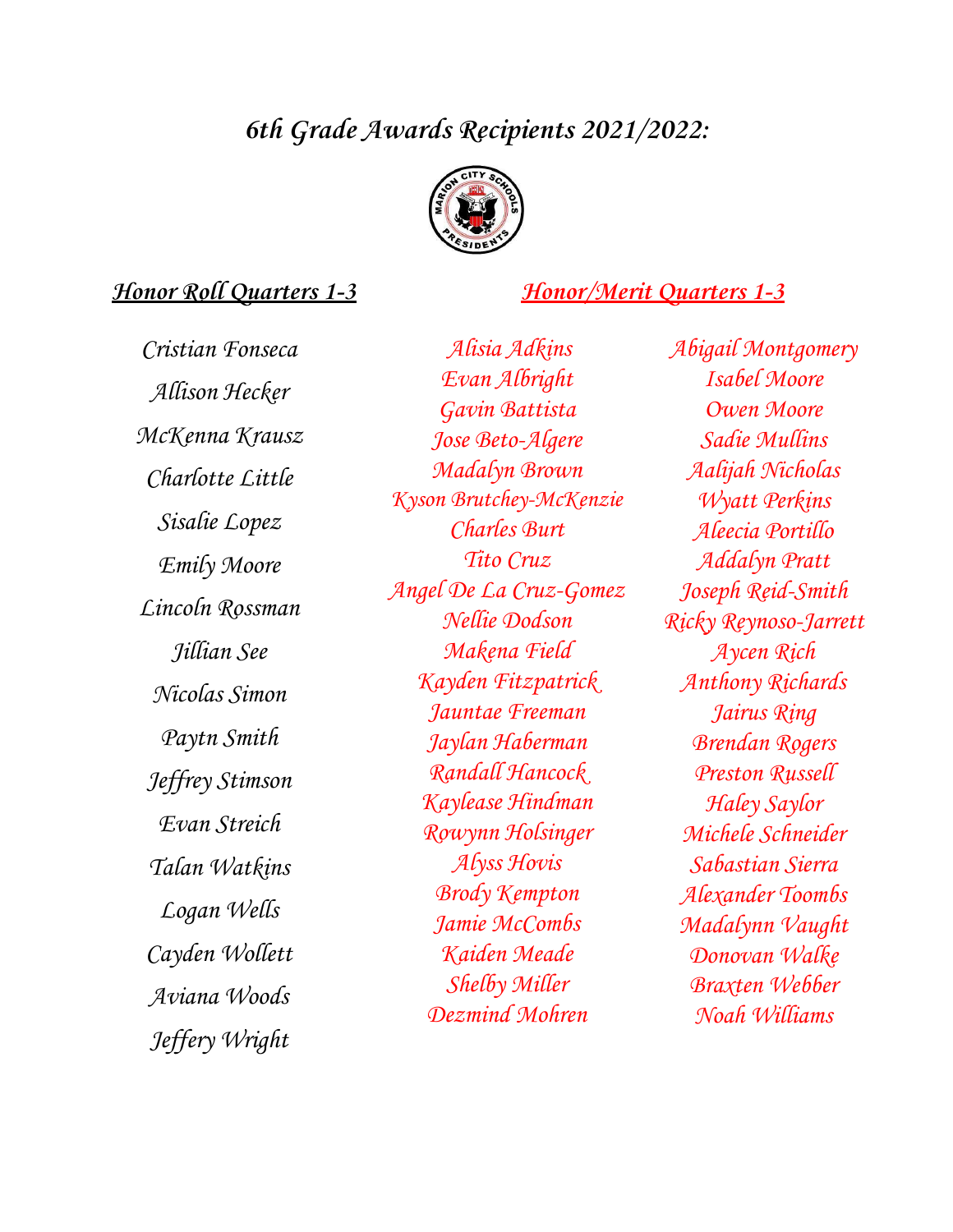# *6th Grade Awards Recipients 2021/2022:*

## ***Honor Roll Quarters 1-3***

*Cristian Fonseca*
*Allison Hecker*
*McKenna Krausz*
*Charlotte Little*
*Sisalie Lopez*
*Emily Moore*
*Lincoln Rossman*
*Jillian See*
*Nicolas Simon*
*Paytn Smith*
*Jeffrey Stimson*
*Evan Streich*
*Talan Watkins*
*Logan Wells*
*Cayden Wollett*
*Aviana Woods*
*Jeffery Wright*

## ***Honor/Merit Quarters 1-3***

*Alisia Adkins*
*Evan Albright*
*Gavin Battista*
*Jose Beto-Algere*
*Madalyn Brown*
*Kyson Brutchey-McKenzie*
*Charles Burt*
*Tito Cruz*
*Angel De La Cruz-Gomez*
*Nellie Dodson*
*Makena Field*
*Kayden Fitzpatrick*
*Jauntae Freeman*
*Jaylan Haberman*
*Randall Hancock*
*Kaylease Hindman*
*Rowynn Holsinger*
*Alyss Hovis*
*Brody Kempton*
*Jamie McCombs*
*Kaiden Meade*
*Shelby Miller*
*Dezmind Mohren*
*Abigail Montgomery*
*Isabel Moore*
*Owen Moore*
*Sadie Mullins*
*Aalijah Nicholas*
*Wyatt Perkins*
*Aleecia Portillo*
*Addalyn Pratt*
*Joseph Reid-Smith*
*Ricky Reynoso-Jarrett*
*Aycen Rich*
*Anthony Richards*
*Jairus Ring*
*Brendan Rogers*
*Preston Russell*
*Haley Saylor*
*Michele Schneider*
*Sabastian Sierra*
*Alexander Toombs*
*Madalynn Vaught*
*Donovan Walke*
*Braxten Webber*
*Noah Williams*